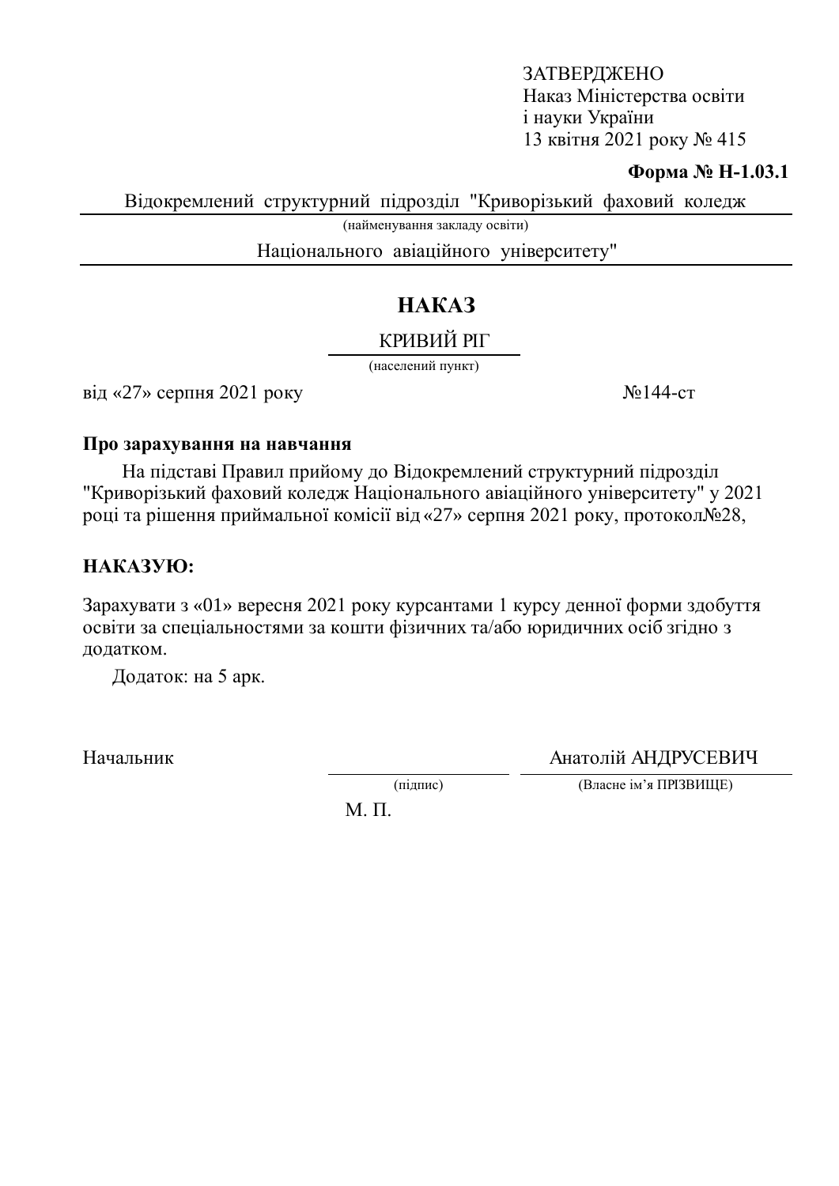ЗАТВЕРДЖЕНО
Наказ Міністерства освіти
і науки України
13 квітня 2021 року № 415

**Форма № Н-1.03.1**

Відокремлений структурний підрозділ "Криворізький фаховий коледж Національного авіаційного університету"

(найменування закладу освіти)

# НАКАЗ

КРИВИЙ РІГ

(населений пункт)

від «27» серпня 2021 року №144-ст

**Про зарахування на навчання**

На підставі Правил прийому до Відокремлений структурний підрозділ "Криворізький фаховий коледж Національного авіаційного університету" у 2021 році та рішення приймальної комісії від «27» серпня 2021 року, протокол№28,

**НАКАЗУЮ:**

Зарахувати з «01» вересня 2021 року курсантами 1 курсу денної форми здобуття освіти за спеціальностями за кошти фізичних та/або юридичних осіб згідно з додатком.

Додаток: на 5 арк.

Начальник ____________ Анатолій АНДРУСЕВИЧ

(підпис) (Власне ім'я ПРІЗВИЩЕ)

М. П.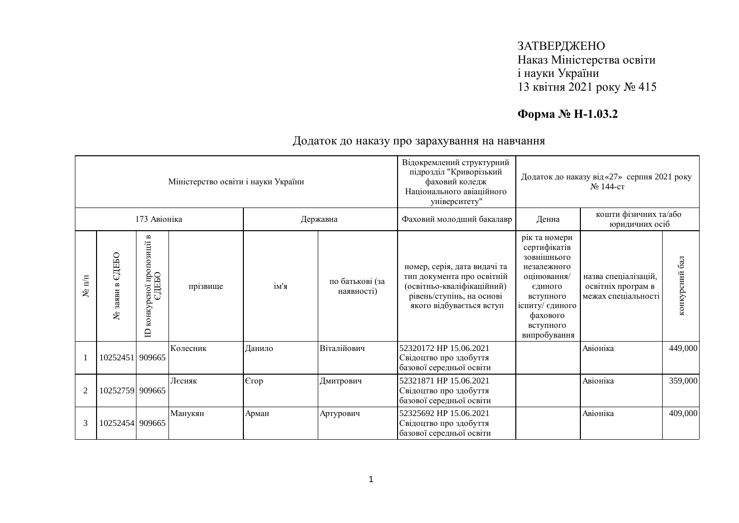ЗАТВЕРДЖЕНО
Наказ Міністерства освіти
і науки України
13 квітня 2021 року № 415

**Форма № Н-1.03.2**

## Додаток до наказу про зарахування на навчання

| Міністерство освіти і науки України | | | | | | Відокремлений структурний підрозділ "Криворізький фаховий коледж Національного авіаційного університету" | Додаток до наказу від «27» серпня 2021 року № 144-ст | | |
|---|---|---|---|---|---|---|---|---|---|
| 173 Авіоніка | | | | Державна | | Фаховий молодший бакалавр | Денна | кошти фізичних та/або юридичних осіб | |
| № п/п | № заяви в ЄДЕБО | ID конкурсної пропозиції в ЄДЕБО | прізвище | ім'я | по батькові (за наявності) | номер, серія, дата видачі та тип документа про освітній (освітньо-кваліфікаційний) рівень/ступінь, на основі якого відбувається вступ | рік та номери сертифікатів зовнішнього незалежного оцінювання/ єдиного вступного іспиту/ єдиного фахового вступного випробування | назва спеціалізацій, освітніх програм в межах спеціальності | конкурсний бал |
| 1 | 10252451 | 909665 | Колесник | Данило | Віталійович | 52320172 HP 15.06.2021 Свідоцтво про здобуття базової середньої освіти | | Авіоніка | 449,000 |
| 2 | 10252759 | 909665 | Лєсняк | Єгор | Дмитрович | 52321871 HP 15.06.2021 Свідоцтво про здобуття базової середньої освіти | | Авіоніка | 359,000 |
| 3 | 10252454 | 909665 | Манукян | Арман | Артурович | 52325692 HP 15.06.2021 Свідоцтво про здобуття базової середньої освіти | | Авіоніка | 409,000 |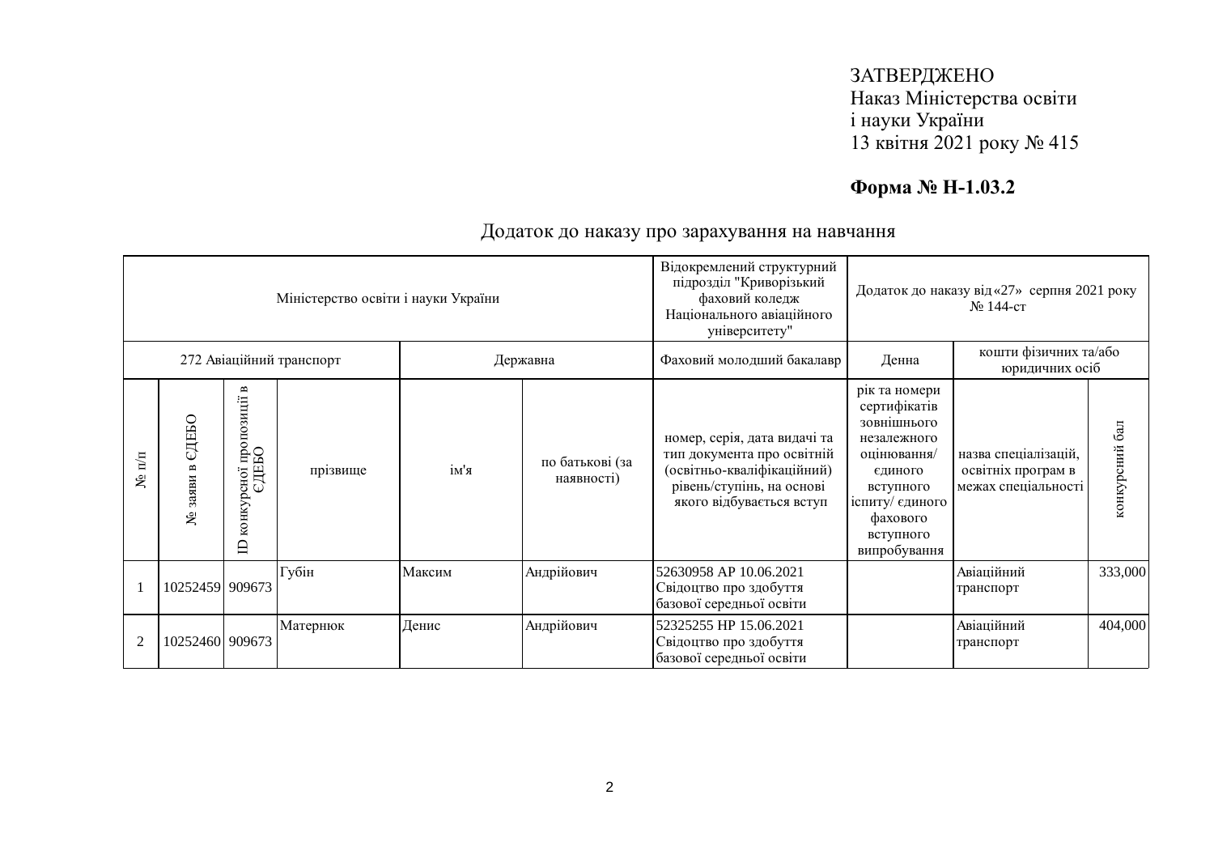ЗАТВЕРДЖЕНО
Наказ Міністерства освіти
і науки України
13 квітня 2021 року № 415

**Форма № Н-1.03.2**

## Додаток до наказу про зарахування на навчання

| Міністерство освіти і науки України | | | | | | Відокремлений структурний підрозділ "Криворізький фаховий коледж Національного авіаційного університету" | Додаток до наказу від «27» серпня 2021 року № 144-ст | | |
|---|---|---|---|---|---|---|---|---|---|
| 272 Авіаційний транспорт | | | | Державна | | Фаховий молодший бакалавр | Денна | кошти фізичних та/або юридичних осіб | |
| № п/п | № заяви в ЄДЕБО | ID конкурсної пропозиції в ЄДЕБО | прізвище | ім'я | по батькові (за наявності) | номер, серія, дата видачі та тип документа про освітній (освітньо-кваліфікаційний) рівень/ступінь, на основі якого відбувається вступ | рік та номери сертифікатів зовнішнього незалежного оцінювання/ єдиного вступного іспиту/ єдиного фахового вступного випробування | назва спеціалізацій, освітніх програм в межах спеціальності | конкурсний бал |
| 1 | 10252459 | 909673 | Губін | Максим | Андрійович | 52630958 АР 10.06.2021 Свідоцтво про здобуття базової середньої освіти | | Авіаційний транспорт | 333,000 |
| 2 | 10252460 | 909673 | Матернюк | Денис | Андрійович | 52325255 НР 15.06.2021 Свідоцтво про здобуття базової середньої освіти | | Авіаційний транспорт | 404,000 |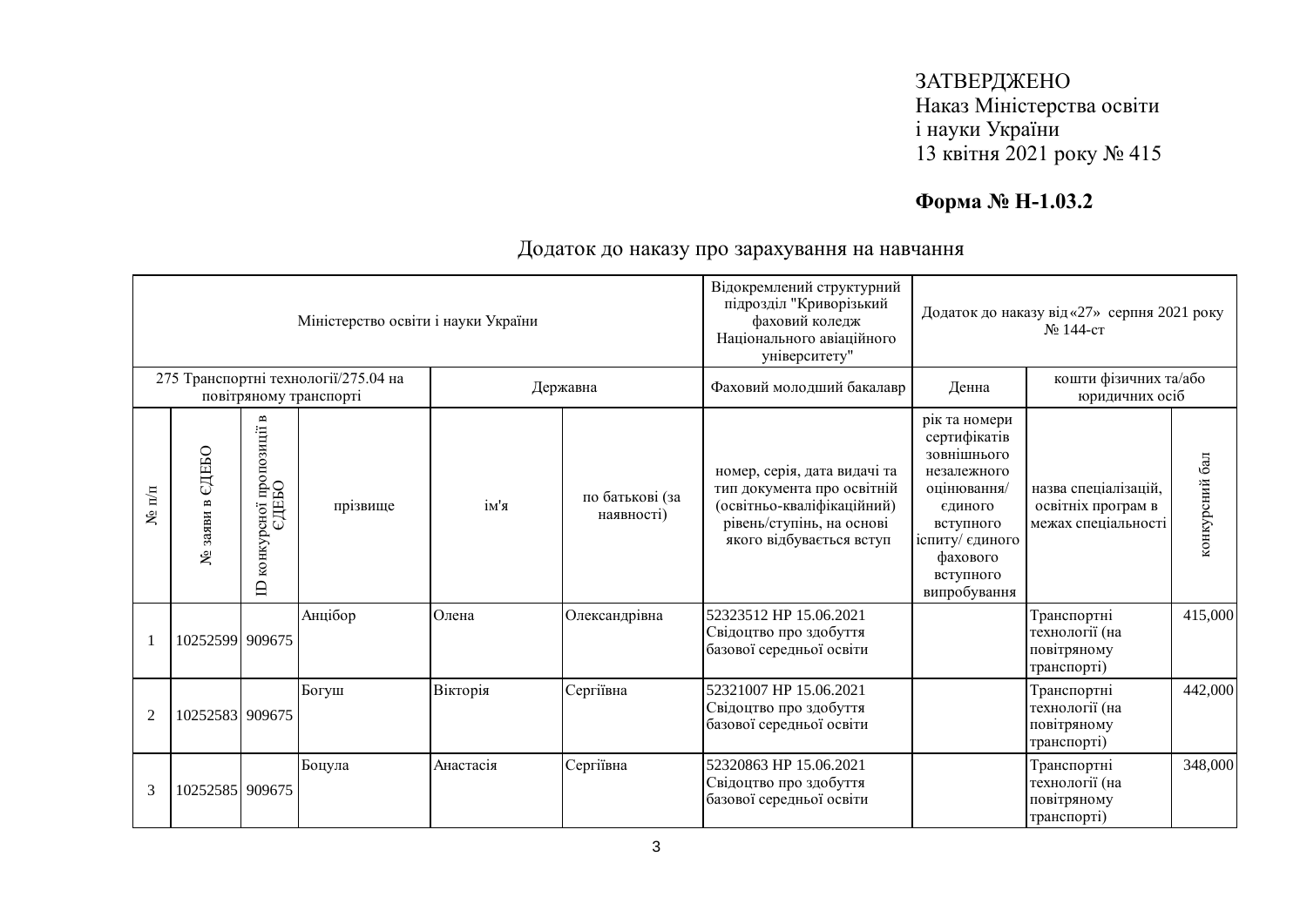ЗАТВЕРДЖЕНО
Наказ Міністерства освіти
і науки України
13 квітня 2021 року № 415

**Форма № Н-1.03.2**

## Додаток до наказу про зарахування на навчання

| Міністерство освіти і науки України | | | | | | Відокремлений структурний підрозділ "Криворізький фаховий коледж Національного авіаційного університету" | Додаток до наказу від «27» серпня 2021 року № 144-ст | | |
|---|---|---|---|---|---|---|---|---|---|
| 275 Транспортні технології/275.04 на повітряному транспорті | | | | Державна | | Фаховий молодший бакалавр | Денна | кошти фізичних та/або юридичних осіб | |
| № п/п | № заяви в ЄДЕБО | ID конкурсної пропозиції в ЄДЕБО | прізвище | ім'я | по батькові (за наявності) | номер, серія, дата видачі та тип документа про освітній (освітньо-кваліфікаційний) рівень/ступінь, на основі якого відбувається вступ | рік та номери сертифікатів зовнішнього незалежного оцінювання/ єдиного вступного іспиту/ єдиного фахового вступного випробування | назва спеціалізацій, освітніх програм в межах спеціальності | конкурсний бал |
| 1 | 10252599 | 909675 | Анцібор | Олена | Олександрівна | 52323512 НР 15.06.2021 Свідоцтво про здобуття базової середньої освіти | | Транспортні технології (на повітряному транспорті) | 415,000 |
| 2 | 10252583 | 909675 | Богуш | Вікторія | Сергіївна | 52321007 НР 15.06.2021 Свідоцтво про здобуття базової середньої освіти | | Транспортні технології (на повітряному транспорті) | 442,000 |
| 3 | 10252585 | 909675 | Боцула | Анастасія | Сергіївна | 52320863 НР 15.06.2021 Свідоцтво про здобуття базової середньої освіти | | Транспортні технології (на повітряному транспорті) | 348,000 |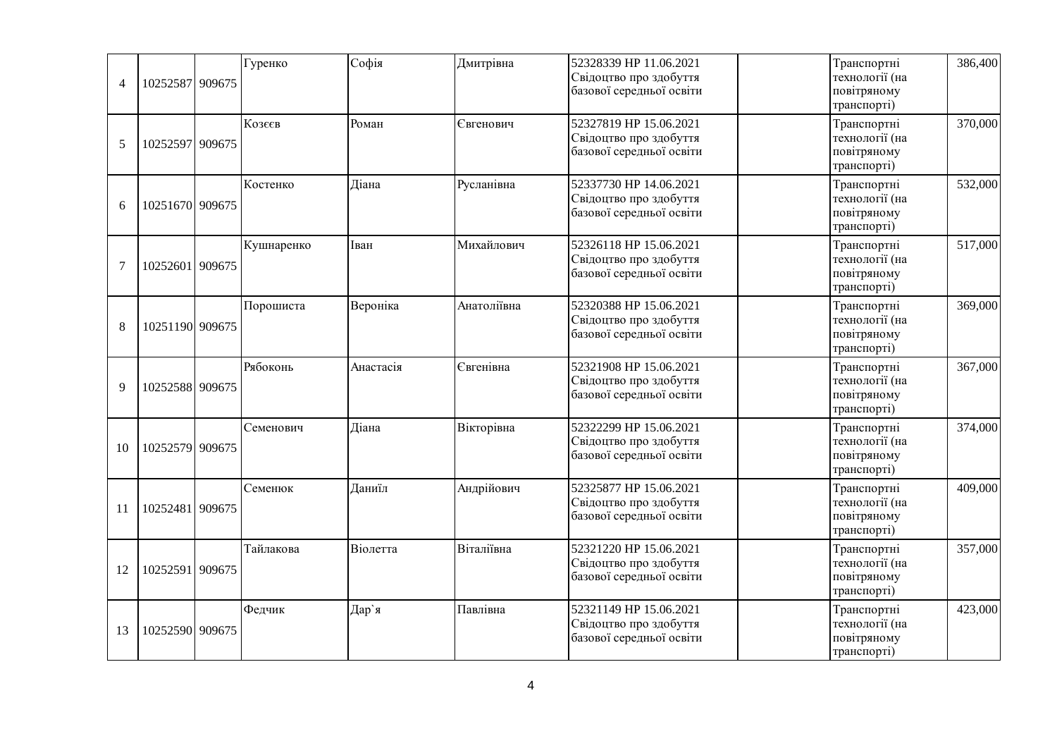| 4 | 10252587 | 909675 | Гуренко | Софія | Дмитрівна | 52328339 НР 11.06.2021 Свідоцтво про здобуття базової середньої освіти | | Транспортні технології (на повітряному транспорті) | 386,400 |
|---|---|---|---|---|---|---|---|---|---|
| 5 | 10252597 | 909675 | Козєєв | Роман | Євгенович | 52327819 НР 15.06.2021 Свідоцтво про здобуття базової середньої освіти | | Транспортні технології (на повітряному транспорті) | 370,000 |
| 6 | 10251670 | 909675 | Костенко | Діана | Русланівна | 52337730 НР 14.06.2021 Свідоцтво про здобуття базової середньої освіти | | Транспортні технології (на повітряному транспорті) | 532,000 |
| 7 | 10252601 | 909675 | Кушнаренко | Іван | Михайлович | 52326118 НР 15.06.2021 Свідоцтво про здобуття базової середньої освіти | | Транспортні технології (на повітряному транспорті) | 517,000 |
| 8 | 10251190 | 909675 | Порошиста | Вероніка | Анатоліївна | 52320388 НР 15.06.2021 Свідоцтво про здобуття базової середньої освіти | | Транспортні технології (на повітряному транспорті) | 369,000 |
| 9 | 10252588 | 909675 | Рябоконь | Анастасія | Євгенівна | 52321908 НР 15.06.2021 Свідоцтво про здобуття базової середньої освіти | | Транспортні технології (на повітряному транспорті) | 367,000 |
| 10 | 10252579 | 909675 | Семенович | Діана | Вікторівна | 52322299 НР 15.06.2021 Свідоцтво про здобуття базової середньої освіти | | Транспортні технології (на повітряному транспорті) | 374,000 |
| 11 | 10252481 | 909675 | Семенюк | Даниїл | Андрійович | 52325877 НР 15.06.2021 Свідоцтво про здобуття базової середньої освіти | | Транспортні технології (на повітряному транспорті) | 409,000 |
| 12 | 10252591 | 909675 | Тайлакова | Віолетта | Віталіївна | 52321220 НР 15.06.2021 Свідоцтво про здобуття базової середньої освіти | | Транспортні технології (на повітряному транспорті) | 357,000 |
| 13 | 10252590 | 909675 | Федчик | Дар`я | Павлівна | 52321149 НР 15.06.2021 Свідоцтво про здобуття базової середньої освіти | | Транспортні технології (на повітряному транспорті) | 423,000 |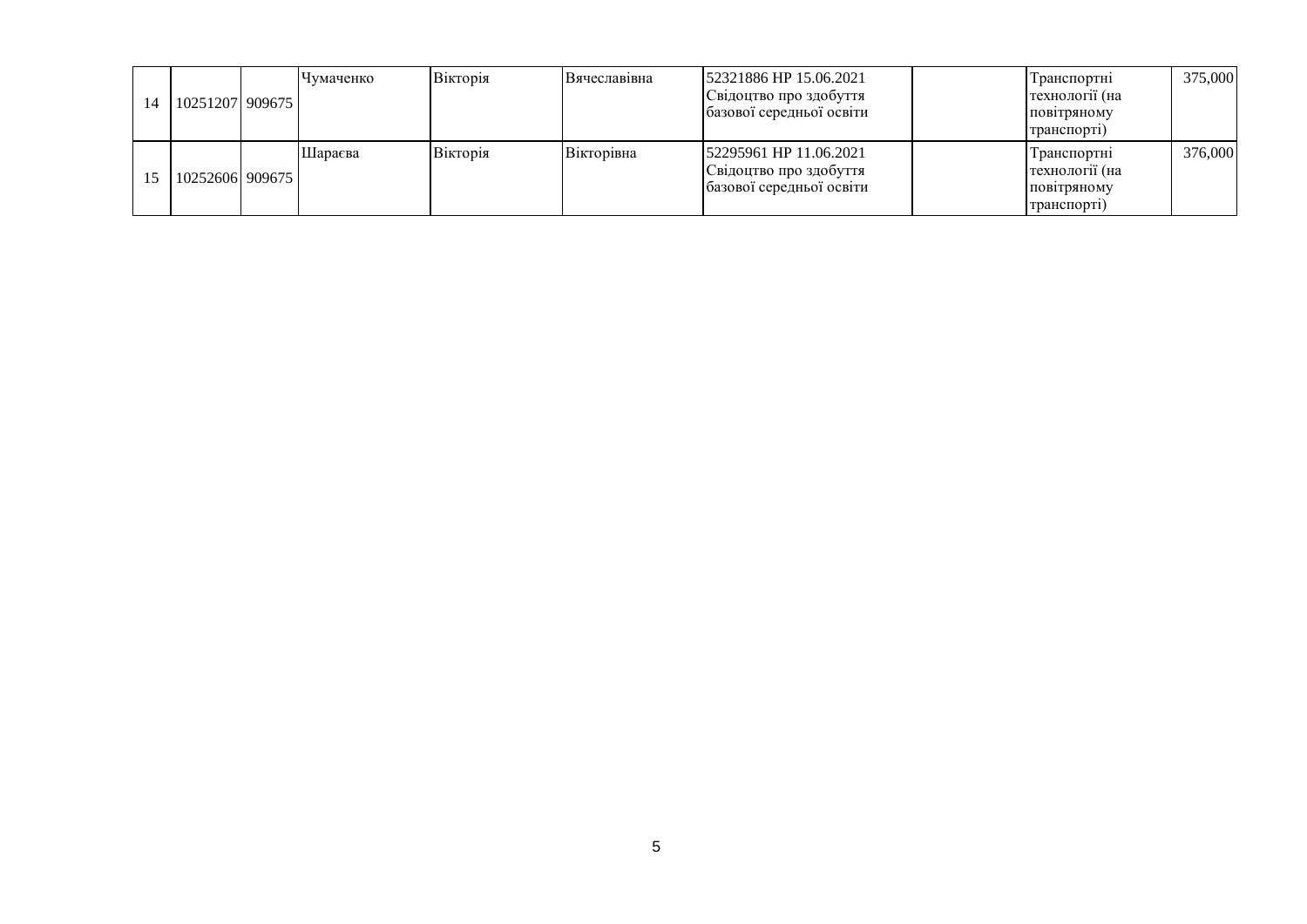| | | | | | | | | | |
|---|---|---|---|---|---|---|---|---|---|
| 14 | 10251207 | 909675 | Чумаченко | Вікторія | Вячеславівна | 52321886 НР 15.06.2021 Свідоцтво про здобуття базової середньої освіти | | Транспортні технології (на повітряному транспорті) | 375,000 |
| 15 | 10252606 | 909675 | Шараєва | Вікторія | Вікторівна | 52295961 НР 11.06.2021 Свідоцтво про здобуття базової середньої освіти | | Транспортні технології (на повітряному транспорті) | 376,000 |